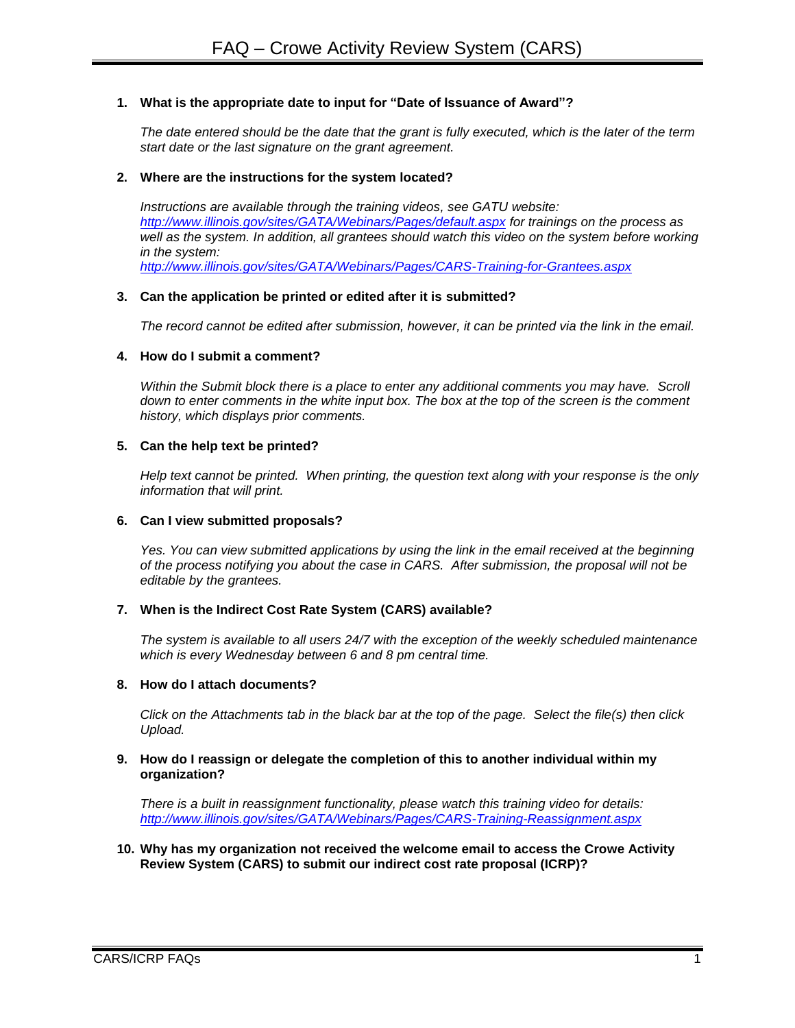# FAQ – Crowe Activity Review System (CARS)

1. **What is the appropriate date to input for "Date of Issuance of Award"?**

   *The date entered should be the date that the grant is fully executed, which is the later of the term start date or the last signature on the grant agreement.*

2. **Where are the instructions for the system located?**

   *Instructions are available through the training videos, see GATU website: http://www.illinois.gov/sites/GATA/Webinars/Pages/default.aspx for trainings on the process as well as the system. In addition, all grantees should watch this video on the system before working in the system: http://www.illinois.gov/sites/GATA/Webinars/Pages/CARS-Training-for-Grantees.aspx*

3. **Can the application be printed or edited after it is submitted?**

   *The record cannot be edited after submission, however, it can be printed via the link in the email.*

4. **How do I submit a comment?**

   *Within the Submit block there is a place to enter any additional comments you may have. Scroll down to enter comments in the white input box. The box at the top of the screen is the comment history, which displays prior comments.*

5. **Can the help text be printed?**

   *Help text cannot be printed. When printing, the question text along with your response is the only information that will print.*

6. **Can I view submitted proposals?**

   *Yes. You can view submitted applications by using the link in the email received at the beginning of the process notifying you about the case in CARS. After submission, the proposal will not be editable by the grantees.*

7. **When is the Indirect Cost Rate System (CARS) available?**

   *The system is available to all users 24/7 with the exception of the weekly scheduled maintenance which is every Wednesday between 6 and 8 pm central time.*

8. **How do I attach documents?**

   *Click on the Attachments tab in the black bar at the top of the page. Select the file(s) then click Upload.*

9. **How do I reassign or delegate the completion of this to another individual within my organization?**

   *There is a built in reassignment functionality, please watch this training video for details: http://www.illinois.gov/sites/GATA/Webinars/Pages/CARS-Training-Reassignment.aspx*

10. **Why has my organization not received the welcome email to access the Crowe Activity Review System (CARS) to submit our indirect cost rate proposal (ICRP)?**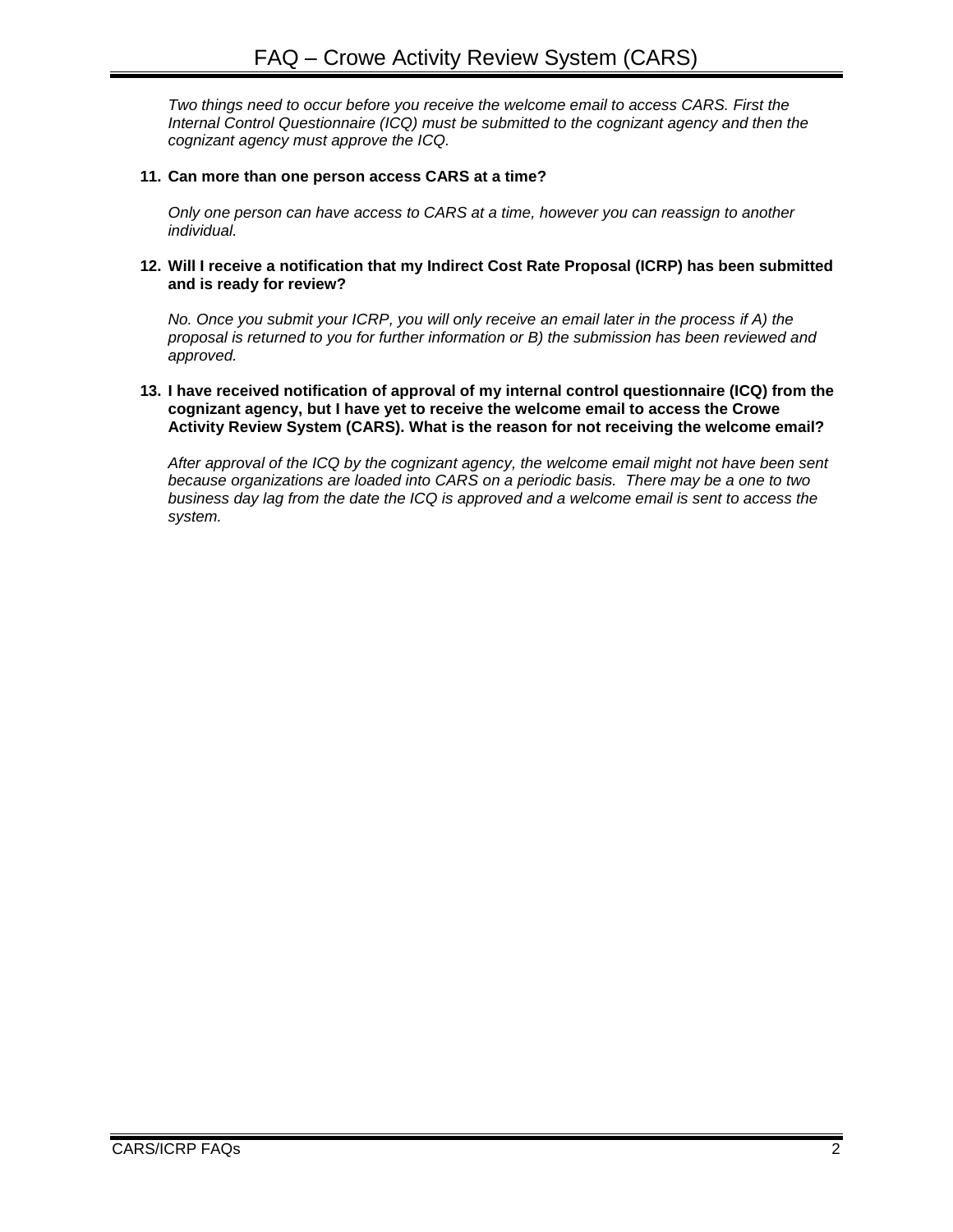*Two things need to occur before you receive the welcome email to access CARS. First the Internal Control Questionnaire (ICQ) must be submitted to the cognizant agency and then the cognizant agency must approve the ICQ.*

**11. Can more than one person access CARS at a time?**

*Only one person can have access to CARS at a time, however you can reassign to another individual.*

**12. Will I receive a notification that my Indirect Cost Rate Proposal (ICRP) has been submitted and is ready for review?**

*No. Once you submit your ICRP, you will only receive an email later in the process if A) the proposal is returned to you for further information or B) the submission has been reviewed and approved.*

**13. I have received notification of approval of my internal control questionnaire (ICQ) from the cognizant agency, but I have yet to receive the welcome email to access the Crowe Activity Review System (CARS). What is the reason for not receiving the welcome email?**

*After approval of the ICQ by the cognizant agency, the welcome email might not have been sent because organizations are loaded into CARS on a periodic basis. There may be a one to two business day lag from the date the ICQ is approved and a welcome email is sent to access the system.*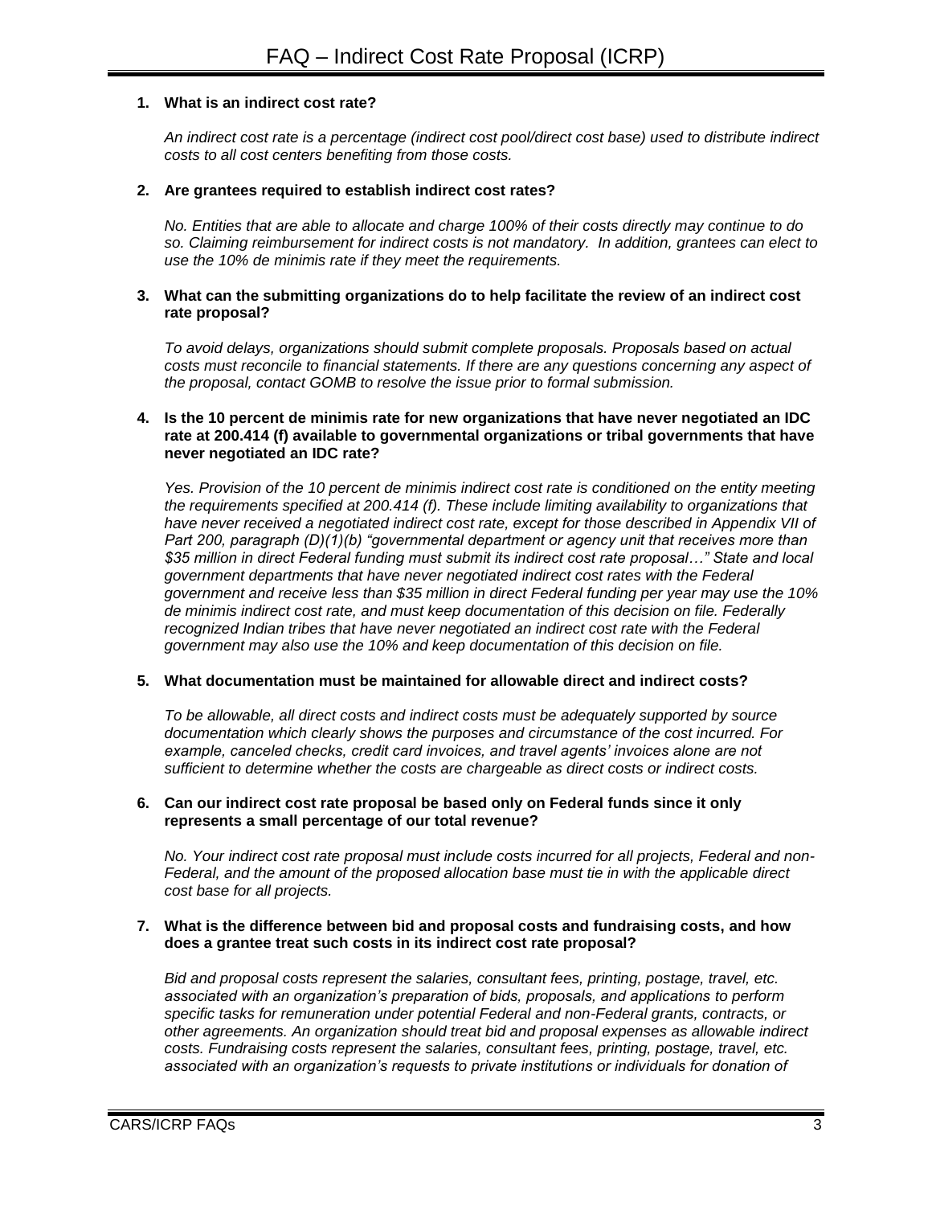# FAQ – Indirect Cost Rate Proposal (ICRP)

**1. What is an indirect cost rate?**

*An indirect cost rate is a percentage (indirect cost pool/direct cost base) used to distribute indirect costs to all cost centers benefiting from those costs.*

**2. Are grantees required to establish indirect cost rates?**

*No. Entities that are able to allocate and charge 100% of their costs directly may continue to do so. Claiming reimbursement for indirect costs is not mandatory. In addition, grantees can elect to use the 10% de minimis rate if they meet the requirements.*

**3. What can the submitting organizations do to help facilitate the review of an indirect cost rate proposal?**

*To avoid delays, organizations should submit complete proposals. Proposals based on actual costs must reconcile to financial statements. If there are any questions concerning any aspect of the proposal, contact GOMB to resolve the issue prior to formal submission.*

**4. Is the 10 percent de minimis rate for new organizations that have never negotiated an IDC rate at 200.414 (f) available to governmental organizations or tribal governments that have never negotiated an IDC rate?**

*Yes. Provision of the 10 percent de minimis indirect cost rate is conditioned on the entity meeting the requirements specified at 200.414 (f). These include limiting availability to organizations that have never received a negotiated indirect cost rate, except for those described in Appendix VII of Part 200, paragraph (D)(1)(b) "governmental department or agency unit that receives more than $35 million in direct Federal funding must submit its indirect cost rate proposal…" State and local government departments that have never negotiated indirect cost rates with the Federal government and receive less than $35 million in direct Federal funding per year may use the 10% de minimis indirect cost rate, and must keep documentation of this decision on file. Federally recognized Indian tribes that have never negotiated an indirect cost rate with the Federal government may also use the 10% and keep documentation of this decision on file.*

**5. What documentation must be maintained for allowable direct and indirect costs?**

*To be allowable, all direct costs and indirect costs must be adequately supported by source documentation which clearly shows the purposes and circumstance of the cost incurred. For example, canceled checks, credit card invoices, and travel agents' invoices alone are not sufficient to determine whether the costs are chargeable as direct costs or indirect costs.*

**6. Can our indirect cost rate proposal be based only on Federal funds since it only represents a small percentage of our total revenue?**

*No. Your indirect cost rate proposal must include costs incurred for all projects, Federal and non-Federal, and the amount of the proposed allocation base must tie in with the applicable direct cost base for all projects.*

**7. What is the difference between bid and proposal costs and fundraising costs, and how does a grantee treat such costs in its indirect cost rate proposal?**

*Bid and proposal costs represent the salaries, consultant fees, printing, postage, travel, etc. associated with an organization's preparation of bids, proposals, and applications to perform specific tasks for remuneration under potential Federal and non-Federal grants, contracts, or other agreements. An organization should treat bid and proposal expenses as allowable indirect costs. Fundraising costs represent the salaries, consultant fees, printing, postage, travel, etc. associated with an organization's requests to private institutions or individuals for donation of*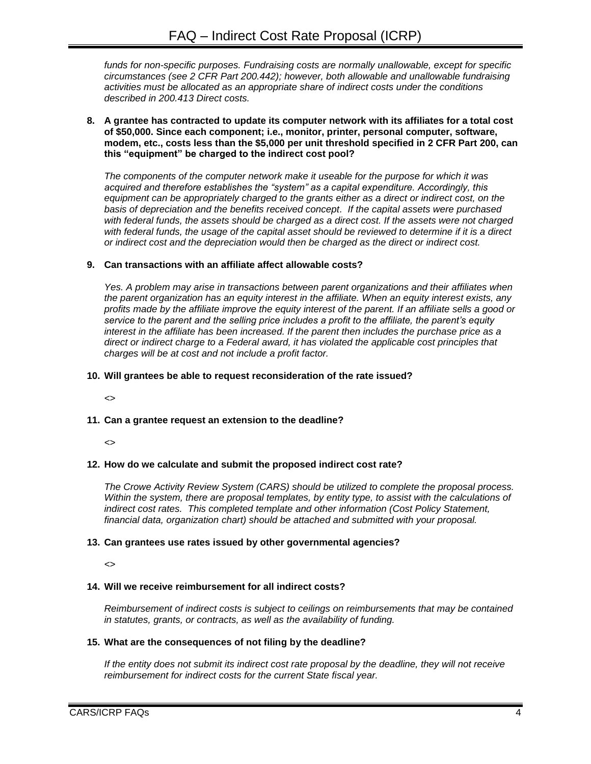*funds for non-specific purposes. Fundraising costs are normally unallowable, except for specific circumstances (see 2 CFR Part 200.442); however, both allowable and unallowable fundraising activities must be allocated as an appropriate share of indirect costs under the conditions described in 200.413 Direct costs.*

**8. A grantee has contracted to update its computer network with its affiliates for a total cost of $50,000. Since each component; i.e., monitor, printer, personal computer, software, modem, etc., costs less than the $5,000 per unit threshold specified in 2 CFR Part 200, can this "equipment" be charged to the indirect cost pool?**

*The components of the computer network make it useable for the purpose for which it was acquired and therefore establishes the "system" as a capital expenditure. Accordingly, this equipment can be appropriately charged to the grants either as a direct or indirect cost, on the basis of depreciation and the benefits received concept. If the capital assets were purchased with federal funds, the assets should be charged as a direct cost. If the assets were not charged with federal funds, the usage of the capital asset should be reviewed to determine if it is a direct or indirect cost and the depreciation would then be charged as the direct or indirect cost.*

**9. Can transactions with an affiliate affect allowable costs?**

*Yes. A problem may arise in transactions between parent organizations and their affiliates when the parent organization has an equity interest in the affiliate. When an equity interest exists, any profits made by the affiliate improve the equity interest of the parent. If an affiliate sells a good or service to the parent and the selling price includes a profit to the affiliate, the parent's equity interest in the affiliate has been increased. If the parent then includes the purchase price as a direct or indirect charge to a Federal award, it has violated the applicable cost principles that charges will be at cost and not include a profit factor.*

**10. Will grantees be able to request reconsideration of the rate issued?**

<>

**11. Can a grantee request an extension to the deadline?**

<>

**12. How do we calculate and submit the proposed indirect cost rate?**

*The Crowe Activity Review System (CARS) should be utilized to complete the proposal process. Within the system, there are proposal templates, by entity type, to assist with the calculations of indirect cost rates. This completed template and other information (Cost Policy Statement, financial data, organization chart) should be attached and submitted with your proposal.*

**13. Can grantees use rates issued by other governmental agencies?**

<>

**14. Will we receive reimbursement for all indirect costs?**

*Reimbursement of indirect costs is subject to ceilings on reimbursements that may be contained in statutes, grants, or contracts, as well as the availability of funding.*

**15. What are the consequences of not filing by the deadline?**

*If the entity does not submit its indirect cost rate proposal by the deadline, they will not receive reimbursement for indirect costs for the current State fiscal year.*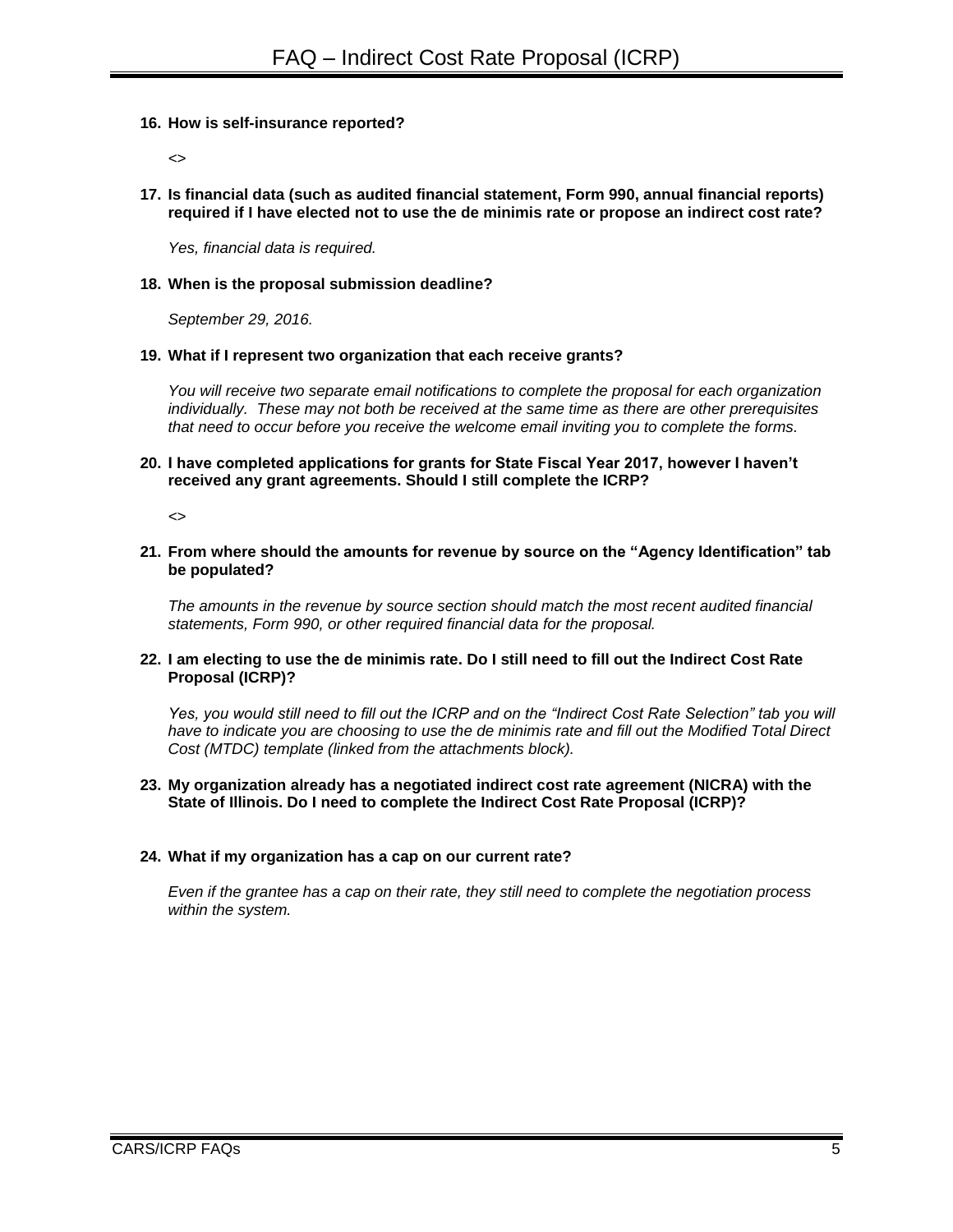**16. How is self-insurance reported?**

<>

**17. Is financial data (such as audited financial statement, Form 990, annual financial reports) required if I have elected not to use the de minimis rate or propose an indirect cost rate?**

*Yes, financial data is required.*

**18. When is the proposal submission deadline?**

*September 29, 2016.*

**19. What if I represent two organization that each receive grants?**

*You will receive two separate email notifications to complete the proposal for each organization individually. These may not both be received at the same time as there are other prerequisites that need to occur before you receive the welcome email inviting you to complete the forms.*

**20. I have completed applications for grants for State Fiscal Year 2017, however I haven't received any grant agreements. Should I still complete the ICRP?**

<>

**21. From where should the amounts for revenue by source on the "Agency Identification" tab be populated?**

*The amounts in the revenue by source section should match the most recent audited financial statements, Form 990, or other required financial data for the proposal.*

**22. I am electing to use the de minimis rate. Do I still need to fill out the Indirect Cost Rate Proposal (ICRP)?**

*Yes, you would still need to fill out the ICRP and on the "Indirect Cost Rate Selection" tab you will have to indicate you are choosing to use the de minimis rate and fill out the Modified Total Direct Cost (MTDC) template (linked from the attachments block).*

**23. My organization already has a negotiated indirect cost rate agreement (NICRA) with the State of Illinois. Do I need to complete the Indirect Cost Rate Proposal (ICRP)?**

**24. What if my organization has a cap on our current rate?**

*Even if the grantee has a cap on their rate, they still need to complete the negotiation process within the system.*